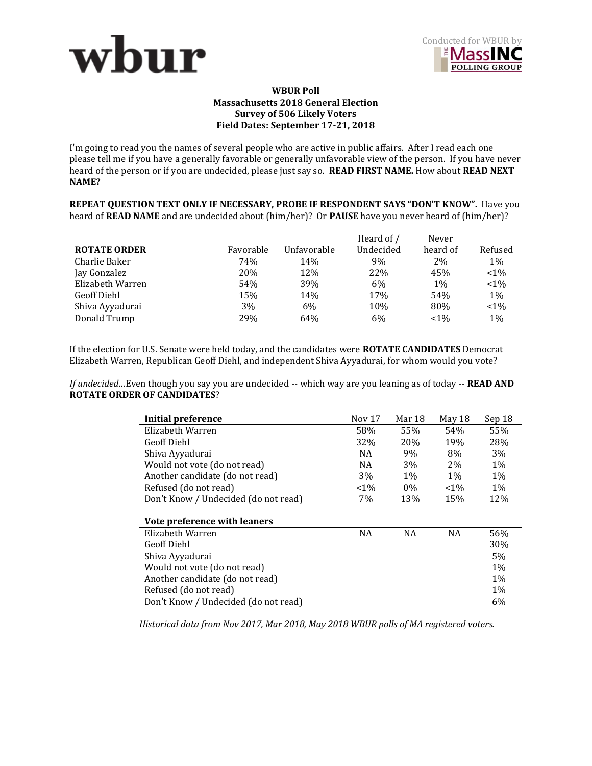wbur

Conducted for WBUR by The MassINC Polling Group

**WBUR Poll**
**Massachusetts 2018 General Election**
**Survey of 506 Likely Voters**
**Field Dates: September 17-21, 2018**

I'm going to read you the names of several people who are active in public affairs. After I read each one please tell me if you have a generally favorable or generally unfavorable view of the person. If you have never heard of the person or if you are undecided, please just say so. **READ FIRST NAME.** How about **READ NEXT NAME?**

**REPEAT QUESTION TEXT ONLY IF NECESSARY, PROBE IF RESPONDENT SAYS "DON'T KNOW".** Have you heard of **READ NAME** and are undecided about (him/her)? Or **PAUSE** have you never heard of (him/her)?

| **ROTATE ORDER** | Favorable | Unfavorable | Heard of / Undecided | Never heard of | Refused |
|---|---|---|---|---|---|
| Charlie Baker | 74% | 14% | 9% | 2% | 1% |
| Jay Gonzalez | 20% | 12% | 22% | 45% | <1% |
| Elizabeth Warren | 54% | 39% | 6% | 1% | <1% |
| Geoff Diehl | 15% | 14% | 17% | 54% | 1% |
| Shiva Ayyadurai | 3% | 6% | 10% | 80% | <1% |
| Donald Trump | 29% | 64% | 6% | <1% | 1% |

If the election for U.S. Senate were held today, and the candidates were **ROTATE CANDIDATES** Democrat Elizabeth Warren, Republican Geoff Diehl, and independent Shiva Ayyadurai, for whom would you vote?

*If undecided*…Even though you say you are undecided -- which way are you leaning as of today -- **READ AND ROTATE ORDER OF CANDIDATES**?

| **Initial preference** | Nov 17 | Mar 18 | May 18 | Sep 18 |
|---|---|---|---|---|
| Elizabeth Warren | 58% | 55% | 54% | 55% |
| Geoff Diehl | 32% | 20% | 19% | 28% |
| Shiva Ayyadurai | NA | 9% | 8% | 3% |
| Would not vote (do not read) | NA | 3% | 2% | 1% |
| Another candidate (do not read) | 3% | 1% | 1% | 1% |
| Refused (do not read) | <1% | 0% | <1% | 1% |
| Don't Know / Undecided (do not read) | 7% | 13% | 15% | 12% |
| **Vote preference with leaners** | | | | |
| Elizabeth Warren | NA | NA | NA | 56% |
| Geoff Diehl | | | | 30% |
| Shiva Ayyadurai | | | | 5% |
| Would not vote (do not read) | | | | 1% |
| Another candidate (do not read) | | | | 1% |
| Refused (do not read) | | | | 1% |
| Don't Know / Undecided (do not read) | | | | 6% |

*Historical data from Nov 2017, Mar 2018, May 2018 WBUR polls of MA registered voters.*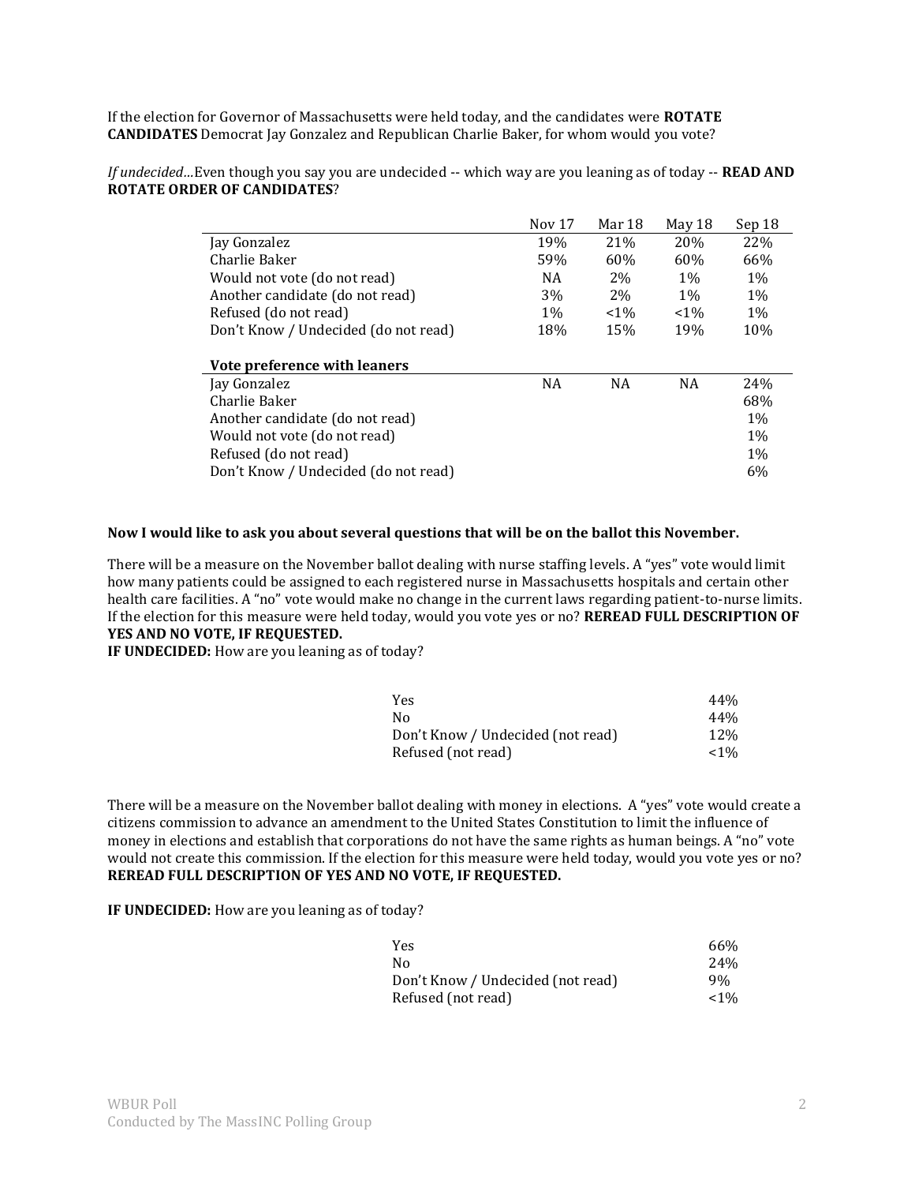If the election for Governor of Massachusetts were held today, and the candidates were **ROTATE CANDIDATES** Democrat Jay Gonzalez and Republican Charlie Baker, for whom would you vote?

*If undecided…*Even though you say you are undecided -- which way are you leaning as of today -- **READ AND ROTATE ORDER OF CANDIDATES**?

| | Nov 17 | Mar 18 | May 18 | Sep 18 |
|---|---|---|---|---|
| Jay Gonzalez | 19% | 21% | 20% | 22% |
| Charlie Baker | 59% | 60% | 60% | 66% |
| Would not vote (do not read) | NA | 2% | 1% | 1% |
| Another candidate (do not read) | 3% | 2% | 1% | 1% |
| Refused (do not read) | 1% | <1% | <1% | 1% |
| Don't Know / Undecided (do not read) | 18% | 15% | 19% | 10% |
| **Vote preference with leaners** | | | | |
| Jay Gonzalez | NA | NA | NA | 24% |
| Charlie Baker | | | | 68% |
| Another candidate (do not read) | | | | 1% |
| Would not vote (do not read) | | | | 1% |
| Refused (do not read) | | | | 1% |
| Don't Know / Undecided (do not read) | | | | 6% |

**Now I would like to ask you about several questions that will be on the ballot this November.**

There will be a measure on the November ballot dealing with nurse staffing levels. A "yes" vote would limit how many patients could be assigned to each registered nurse in Massachusetts hospitals and certain other health care facilities. A "no" vote would make no change in the current laws regarding patient-to-nurse limits. If the election for this measure were held today, would you vote yes or no? **REREAD FULL DESCRIPTION OF YES AND NO VOTE, IF REQUESTED.**

**IF UNDECIDED:** How are you leaning as of today?

| | |
|---|---|
| Yes | 44% |
| No | 44% |
| Don't Know / Undecided (not read) | 12% |
| Refused (not read) | <1% |

There will be a measure on the November ballot dealing with money in elections. A "yes" vote would create a citizens commission to advance an amendment to the United States Constitution to limit the influence of money in elections and establish that corporations do not have the same rights as human beings. A "no" vote would not create this commission. If the election for this measure were held today, would you vote yes or no? **REREAD FULL DESCRIPTION OF YES AND NO VOTE, IF REQUESTED.**

**IF UNDECIDED:** How are you leaning as of today?

| | |
|---|---|
| Yes | 66% |
| No | 24% |
| Don't Know / Undecided (not read) | 9% |
| Refused (not read) | <1% |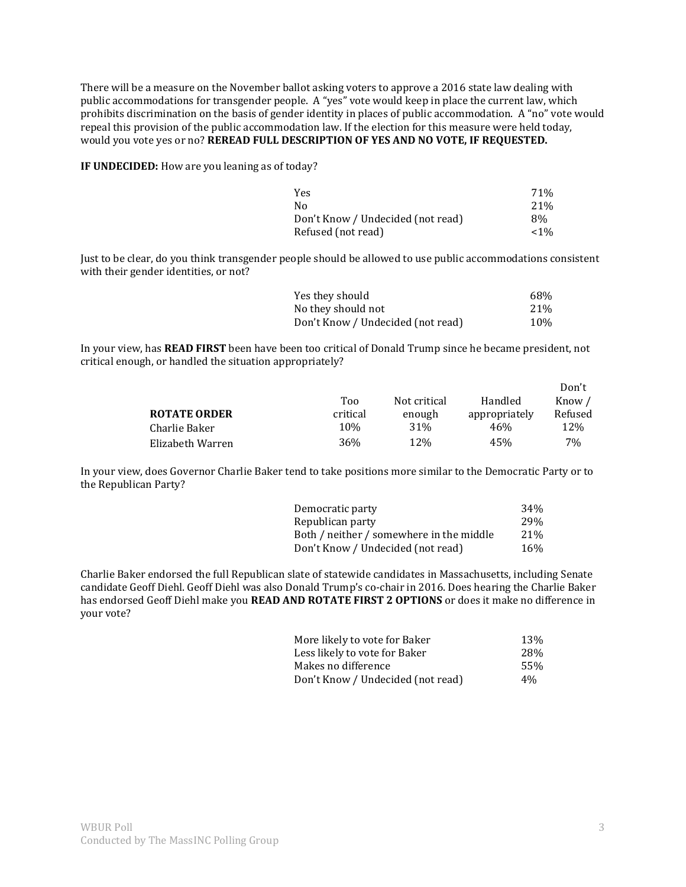There will be a measure on the November ballot asking voters to approve a 2016 state law dealing with public accommodations for transgender people. A "yes" vote would keep in place the current law, which prohibits discrimination on the basis of gender identity in places of public accommodation. A "no" vote would repeal this provision of the public accommodation law. If the election for this measure were held today, would you vote yes or no? **REREAD FULL DESCRIPTION OF YES AND NO VOTE, IF REQUESTED.**

**IF UNDECIDED:** How are you leaning as of today?

| | |
|---|---|
| Yes | 71% |
| No | 21% |
| Don't Know / Undecided (not read) | 8% |
| Refused (not read) | <1% |

Just to be clear, do you think transgender people should be allowed to use public accommodations consistent with their gender identities, or not?

| | |
|---|---|
| Yes they should | 68% |
| No they should not | 21% |
| Don't Know / Undecided (not read) | 10% |

In your view, has **READ FIRST** been have been too critical of Donald Trump since he became president, not critical enough, or handled the situation appropriately?

| ROTATE ORDER | Too critical | Not critical enough | Handled appropriately | Don't Know / Refused |
|---|---|---|---|---|
| Charlie Baker | 10% | 31% | 46% | 12% |
| Elizabeth Warren | 36% | 12% | 45% | 7% |

In your view, does Governor Charlie Baker tend to take positions more similar to the Democratic Party or to the Republican Party?

| | |
|---|---|
| Democratic party | 34% |
| Republican party | 29% |
| Both / neither / somewhere in the middle | 21% |
| Don't Know / Undecided (not read) | 16% |

Charlie Baker endorsed the full Republican slate of statewide candidates in Massachusetts, including Senate candidate Geoff Diehl. Geoff Diehl was also Donald Trump's co-chair in 2016. Does hearing the Charlie Baker has endorsed Geoff Diehl make you **READ AND ROTATE FIRST 2 OPTIONS** or does it make no difference in your vote?

| | |
|---|---|
| More likely to vote for Baker | 13% |
| Less likely to vote for Baker | 28% |
| Makes no difference | 55% |
| Don't Know / Undecided (not read) | 4% |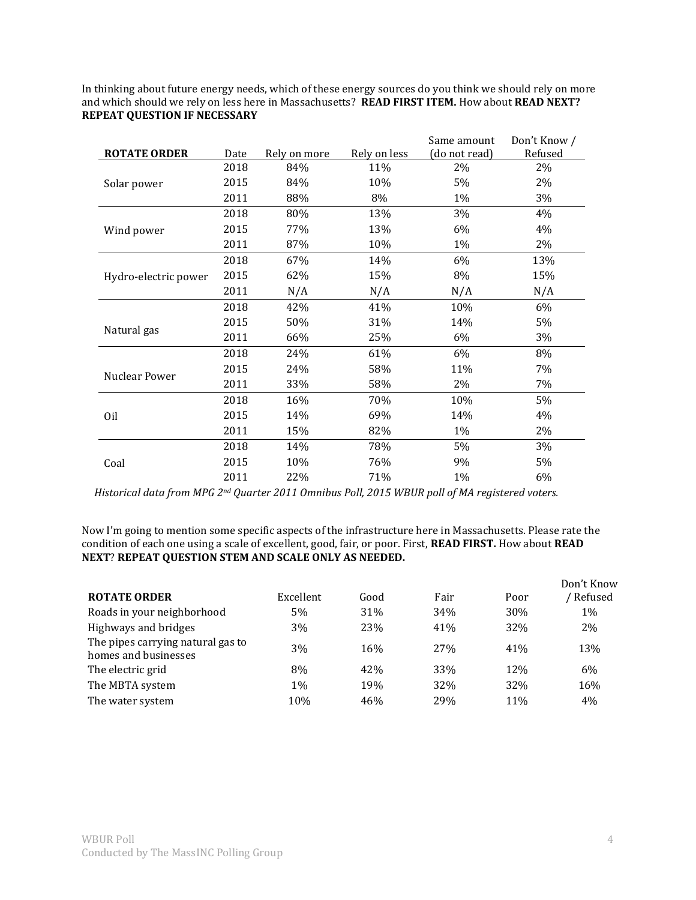In thinking about future energy needs, which of these energy sources do you think we should rely on more and which should we rely on less here in Massachusetts? **READ FIRST ITEM.** How about **READ NEXT? REPEAT QUESTION IF NECESSARY**

| **ROTATE ORDER** | Date | Rely on more | Rely on less | Same amount (do not read) | Don't Know / Refused |
|---|---|---|---|---|---|
| Solar power | 2018 | 84% | 11% | 2% | 2% |
| | 2015 | 84% | 10% | 5% | 2% |
| | 2011 | 88% | 8% | 1% | 3% |
| Wind power | 2018 | 80% | 13% | 3% | 4% |
| | 2015 | 77% | 13% | 6% | 4% |
| | 2011 | 87% | 10% | 1% | 2% |
| Hydro-electric power | 2018 | 67% | 14% | 6% | 13% |
| | 2015 | 62% | 15% | 8% | 15% |
| | 2011 | N/A | N/A | N/A | N/A |
| Natural gas | 2018 | 42% | 41% | 10% | 6% |
| | 2015 | 50% | 31% | 14% | 5% |
| | 2011 | 66% | 25% | 6% | 3% |
| Nuclear Power | 2018 | 24% | 61% | 6% | 8% |
| | 2015 | 24% | 58% | 11% | 7% |
| | 2011 | 33% | 58% | 2% | 7% |
| Oil | 2018 | 16% | 70% | 10% | 5% |
| | 2015 | 14% | 69% | 14% | 4% |
| | 2011 | 15% | 82% | 1% | 2% |
| Coal | 2018 | 14% | 78% | 5% | 3% |
| | 2015 | 10% | 76% | 9% | 5% |
| | 2011 | 22% | 71% | 1% | 6% |

*Historical data from MPG 2nd Quarter 2011 Omnibus Poll, 2015 WBUR poll of MA registered voters.*

Now I'm going to mention some specific aspects of the infrastructure here in Massachusetts. Please rate the condition of each one using a scale of excellent, good, fair, or poor. First, **READ FIRST.** How about **READ NEXT**? **REPEAT QUESTION STEM AND SCALE ONLY AS NEEDED.**

| **ROTATE ORDER** | Excellent | Good | Fair | Poor | Don't Know / Refused |
|---|---|---|---|---|---|
| Roads in your neighborhood | 5% | 31% | 34% | 30% | 1% |
| Highways and bridges | 3% | 23% | 41% | 32% | 2% |
| The pipes carrying natural gas to homes and businesses | 3% | 16% | 27% | 41% | 13% |
| The electric grid | 8% | 42% | 33% | 12% | 6% |
| The MBTA system | 1% | 19% | 32% | 32% | 16% |
| The water system | 10% | 46% | 29% | 11% | 4% |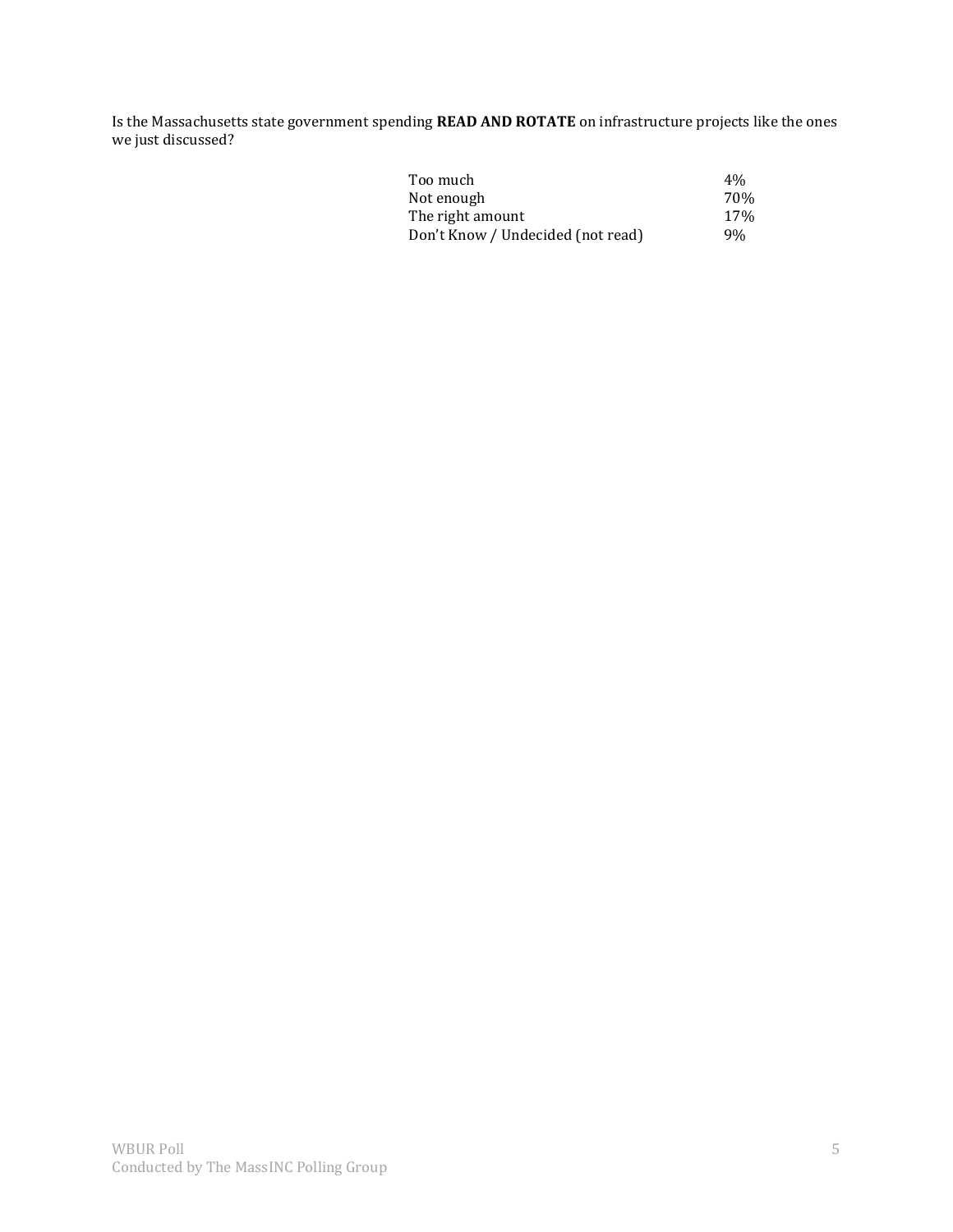Is the Massachusetts state government spending **READ AND ROTATE** on infrastructure projects like the ones we just discussed?

| | |
|---|---|
| Too much | 4% |
| Not enough | 70% |
| The right amount | 17% |
| Don't Know / Undecided (not read) | 9% |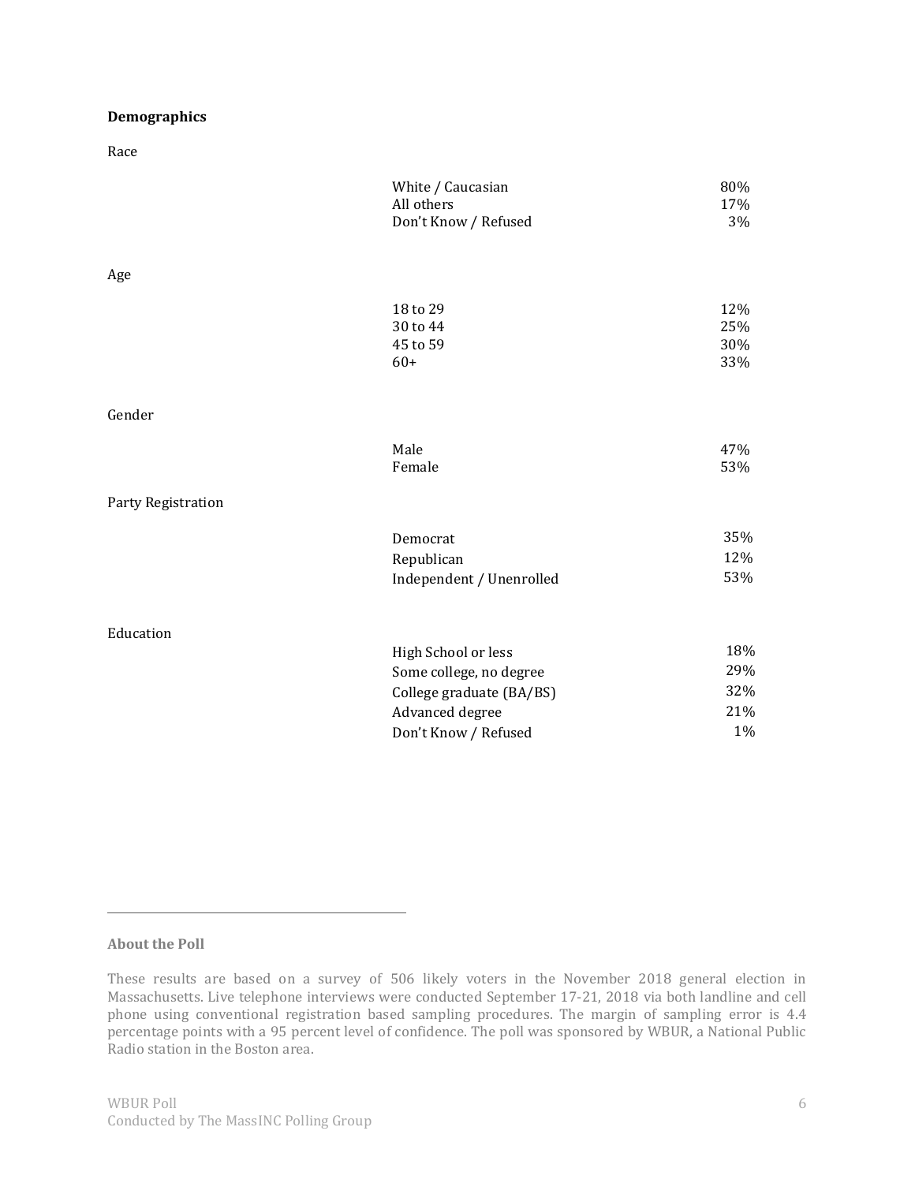**Demographics**

Race

| | | |
|---|---|---|
| | White / Caucasian | 80% |
| | All others | 17% |
| | Don't Know / Refused | 3% |

Age

| | | |
|---|---|---|
| | 18 to 29 | 12% |
| | 30 to 44 | 25% |
| | 45 to 59 | 30% |
| | 60+ | 33% |

Gender

| | | |
|---|---|---|
| | Male | 47% |
| | Female | 53% |

Party Registration

| | | |
|---|---|---|
| | Democrat | 35% |
| | Republican | 12% |
| | Independent / Unenrolled | 53% |

Education

| | | |
|---|---|---|
| | High School or less | 18% |
| | Some college, no degree | 29% |
| | College graduate (BA/BS) | 32% |
| | Advanced degree | 21% |
| | Don't Know / Refused | 1% |

---

**About the Poll**

These results are based on a survey of 506 likely voters in the November 2018 general election in Massachusetts. Live telephone interviews were conducted September 17-21, 2018 via both landline and cell phone using conventional registration based sampling procedures. The margin of sampling error is 4.4 percentage points with a 95 percent level of confidence. The poll was sponsored by WBUR, a National Public Radio station in the Boston area.